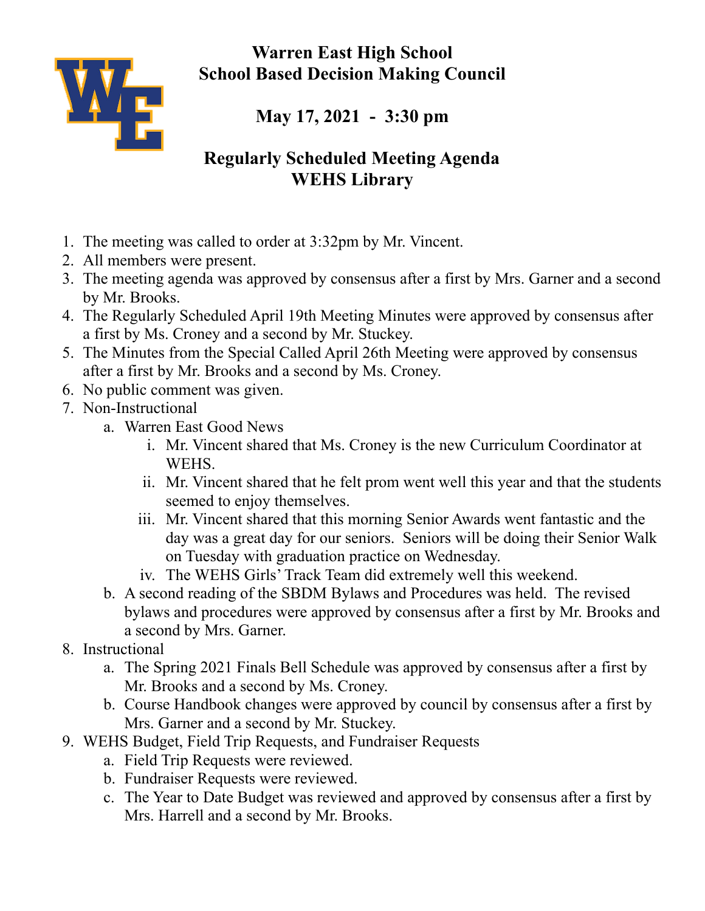# Warren East High School
# School Based Decision Making Council

## May 17, 2021 - 3:30 pm

## Regularly Scheduled Meeting Agenda
## WEHS Library

1. The meeting was called to order at 3:32pm by Mr. Vincent.
2. All members were present.
3. The meeting agenda was approved by consensus after a first by Mrs. Garner and a second by Mr. Brooks.
4. The Regularly Scheduled April 19th Meeting Minutes were approved by consensus after a first by Ms. Croney and a second by Mr. Stuckey.
5. The Minutes from the Special Called April 26th Meeting were approved by consensus after a first by Mr. Brooks and a second by Ms. Croney.
6. No public comment was given.
7. Non-Instructional
    a. Warren East Good News
        i. Mr. Vincent shared that Ms. Croney is the new Curriculum Coordinator at WEHS.
        ii. Mr. Vincent shared that he felt prom went well this year and that the students seemed to enjoy themselves.
        iii. Mr. Vincent shared that this morning Senior Awards went fantastic and the day was a great day for our seniors. Seniors will be doing their Senior Walk on Tuesday with graduation practice on Wednesday.
        iv. The WEHS Girls' Track Team did extremely well this weekend.
    b. A second reading of the SBDM Bylaws and Procedures was held. The revised bylaws and procedures were approved by consensus after a first by Mr. Brooks and a second by Mrs. Garner.
8. Instructional
    a. The Spring 2021 Finals Bell Schedule was approved by consensus after a first by Mr. Brooks and a second by Ms. Croney.
    b. Course Handbook changes were approved by council by consensus after a first by Mrs. Garner and a second by Mr. Stuckey.
9. WEHS Budget, Field Trip Requests, and Fundraiser Requests
    a. Field Trip Requests were reviewed.
    b. Fundraiser Requests were reviewed.
    c. The Year to Date Budget was reviewed and approved by consensus after a first by Mrs. Harrell and a second by Mr. Brooks.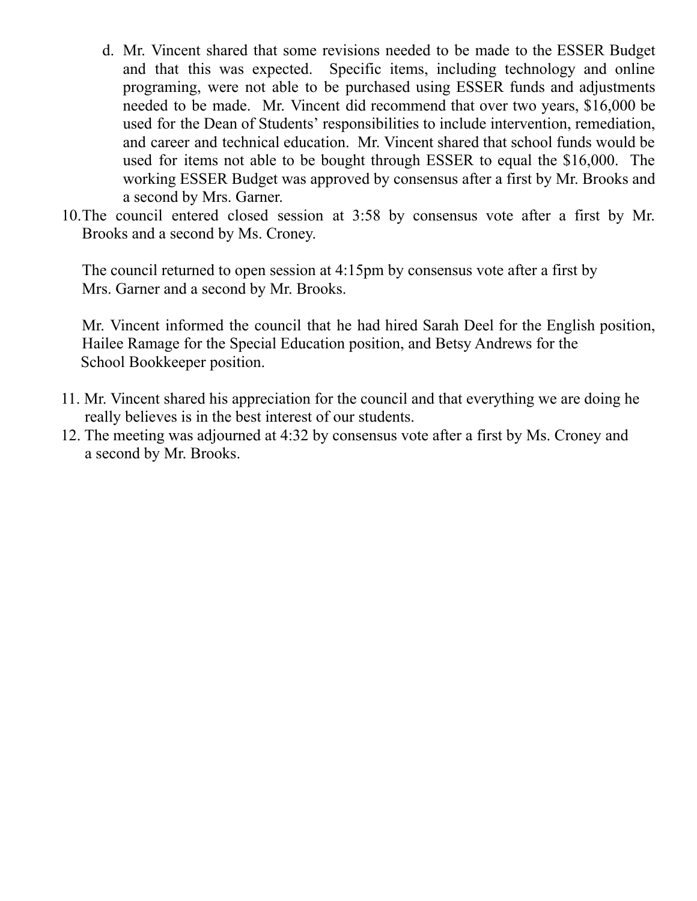d. Mr. Vincent shared that some revisions needed to be made to the ESSER Budget and that this was expected. Specific items, including technology and online programing, were not able to be purchased using ESSER funds and adjustments needed to be made. Mr. Vincent did recommend that over two years, $16,000 be used for the Dean of Students' responsibilities to include intervention, remediation, and career and technical education. Mr. Vincent shared that school funds would be used for items not able to be bought through ESSER to equal the $16,000. The working ESSER Budget was approved by consensus after a first by Mr. Brooks and a second by Mrs. Garner.

10. The council entered closed session at 3:58 by consensus vote after a first by Mr. Brooks and a second by Ms. Croney.

    The council returned to open session at 4:15pm by consensus vote after a first by Mrs. Garner and a second by Mr. Brooks.

    Mr. Vincent informed the council that he had hired Sarah Deel for the English position, Hailee Ramage for the Special Education position, and Betsy Andrews for the School Bookkeeper position.

11. Mr. Vincent shared his appreciation for the council and that everything we are doing he really believes is in the best interest of our students.
12. The meeting was adjourned at 4:32 by consensus vote after a first by Ms. Croney and a second by Mr. Brooks.